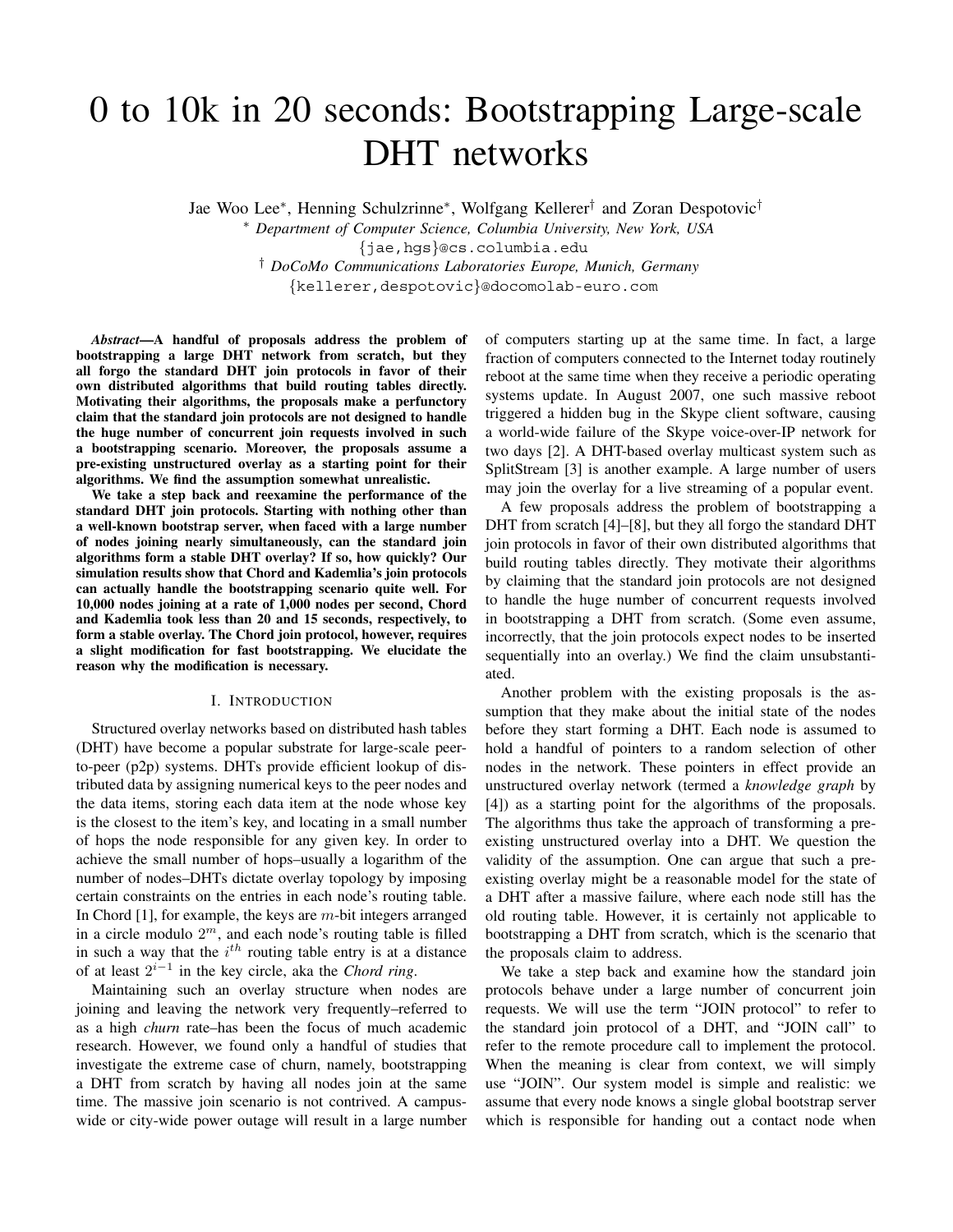# 0 to 10k in 20 seconds: Bootstrapping Large-scale DHT networks

Jae Woo Lee*, Henning Schulzrinne*, Wolfgang Kellerer† and Zoran Despotovic†

\* *Department of Computer Science, Columbia University, New York, USA*

{jae,hgs}@cs.columbia.edu

† *DoCoMo Communications Laboratories Europe, Munich, Germany*

{kellerer,despotovic}@docomolab-euro.com

***Abstract*—A handful of proposals address the problem of bootstrapping a large DHT network from scratch, but they all forgo the standard DHT join protocols in favor of their own distributed algorithms that build routing tables directly. Motivating their algorithms, the proposals make a perfunctory claim that the standard join protocols are not designed to handle the huge number of concurrent join requests involved in such a bootstrapping scenario. Moreover, the proposals assume a pre-existing unstructured overlay as a starting point for their algorithms. We find the assumption somewhat unrealistic.**

**We take a step back and reexamine the performance of the standard DHT join protocols. Starting with nothing other than a well-known bootstrap server, when faced with a large number of nodes joining nearly simultaneously, can the standard join algorithms form a stable DHT overlay? If so, how quickly? Our simulation results show that Chord and Kademlia's join protocols can actually handle the bootstrapping scenario quite well. For 10,000 nodes joining at a rate of 1,000 nodes per second, Chord and Kademlia took less than 20 and 15 seconds, respectively, to form a stable overlay. The Chord join protocol, however, requires a slight modification for fast bootstrapping. We elucidate the reason why the modification is necessary.**

## I. Introduction

Structured overlay networks based on distributed hash tables (DHT) have become a popular substrate for large-scale peer-to-peer (p2p) systems. DHTs provide efficient lookup of distributed data by assigning numerical keys to the peer nodes and the data items, storing each data item at the node whose key is the closest to the item's key, and locating in a small number of hops the node responsible for any given key. In order to achieve the small number of hops–usually a logarithm of the number of nodes–DHTs dictate overlay topology by imposing certain constraints on the entries in each node's routing table. In Chord [1], for example, the keys are $m$-bit integers arranged in a circle modulo $2^m$, and each node's routing table is filled in such a way that the $i^{th}$ routing table entry is at a distance of at least $2^{i-1}$ in the key circle, aka the *Chord ring*.

Maintaining such an overlay structure when nodes are joining and leaving the network very frequently–referred to as a high *churn* rate–has been the focus of much academic research. However, we found only a handful of studies that investigate the extreme case of churn, namely, bootstrapping a DHT from scratch by having all nodes join at the same time. The massive join scenario is not contrived. A campus-wide or city-wide power outage will result in a large number of computers starting up at the same time. In fact, a large fraction of computers connected to the Internet today routinely reboot at the same time when they receive a periodic operating systems update. In August 2007, one such massive reboot triggered a hidden bug in the Skype client software, causing a world-wide failure of the Skype voice-over-IP network for two days [2]. A DHT-based overlay multicast system such as SplitStream [3] is another example. A large number of users may join the overlay for a live streaming of a popular event.

A few proposals address the problem of bootstrapping a DHT from scratch [4]–[8], but they all forgo the standard DHT join protocols in favor of their own distributed algorithms that build routing tables directly. They motivate their algorithms by claiming that the standard join protocols are not designed to handle the huge number of concurrent requests involved in bootstrapping a DHT from scratch. (Some even assume, incorrectly, that the join protocols expect nodes to be inserted sequentially into an overlay.) We find the claim unsubstantiated.

Another problem with the existing proposals is the assumption that they make about the initial state of the nodes before they start forming a DHT. Each node is assumed to hold a handful of pointers to a random selection of other nodes in the network. These pointers in effect provide an unstructured overlay network (termed a *knowledge graph* by [4]) as a starting point for the algorithms of the proposals. The algorithms thus take the approach of transforming a pre-existing unstructured overlay into a DHT. We question the validity of the assumption. One can argue that such a pre-existing overlay might be a reasonable model for the state of a DHT after a massive failure, where each node still has the old routing table. However, it is certainly not applicable to bootstrapping a DHT from scratch, which is the scenario that the proposals claim to address.

We take a step back and examine how the standard join protocols behave under a large number of concurrent join requests. We will use the term "JOIN protocol" to refer to the standard join protocol of a DHT, and "JOIN call" to refer to the remote procedure call to implement the protocol. When the meaning is clear from context, we will simply use "JOIN". Our system model is simple and realistic: we assume that every node knows a single global bootstrap server which is responsible for handing out a contact node when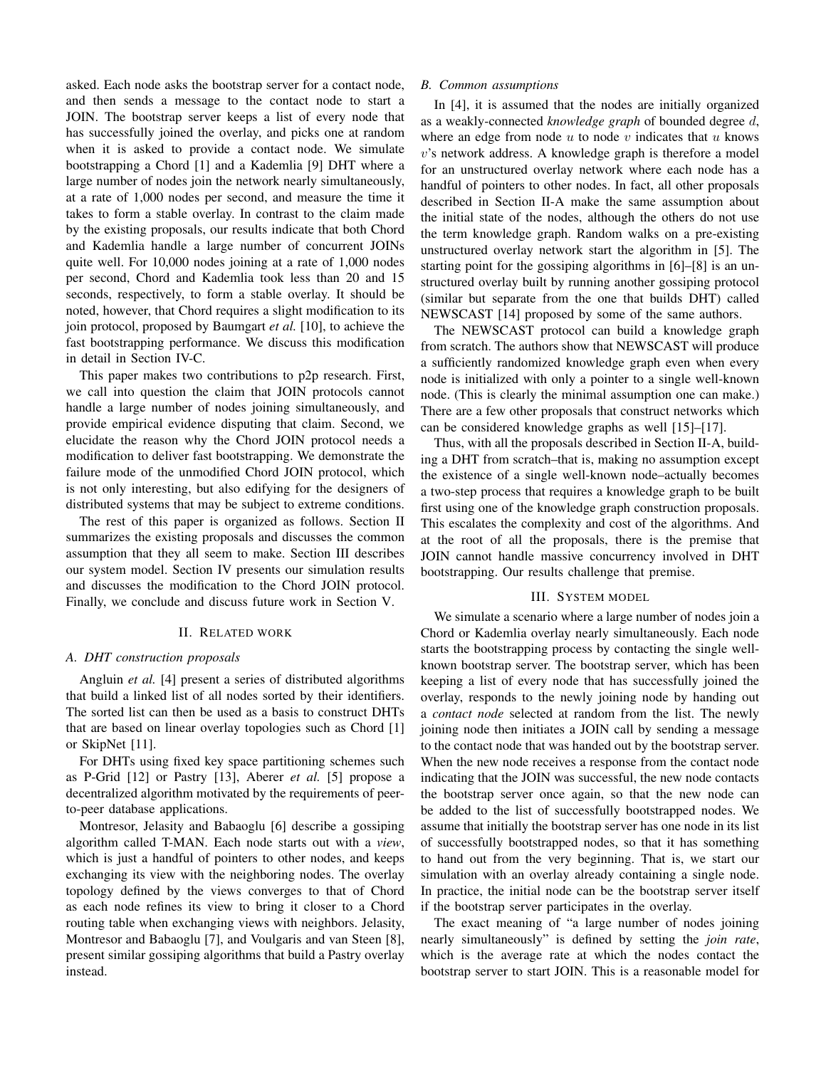asked. Each node asks the bootstrap server for a contact node, and then sends a message to the contact node to start a JOIN. The bootstrap server keeps a list of every node that has successfully joined the overlay, and picks one at random when it is asked to provide a contact node. We simulate bootstrapping a Chord [1] and a Kademlia [9] DHT where a large number of nodes join the network nearly simultaneously, at a rate of 1,000 nodes per second, and measure the time it takes to form a stable overlay. In contrast to the claim made by the existing proposals, our results indicate that both Chord and Kademlia handle a large number of concurrent JOINs quite well. For 10,000 nodes joining at a rate of 1,000 nodes per second, Chord and Kademlia took less than 20 and 15 seconds, respectively, to form a stable overlay. It should be noted, however, that Chord requires a slight modification to its join protocol, proposed by Baumgart *et al.* [10], to achieve the fast bootstrapping performance. We discuss this modification in detail in Section IV-C.

This paper makes two contributions to p2p research. First, we call into question the claim that JOIN protocols cannot handle a large number of nodes joining simultaneously, and provide empirical evidence disputing that claim. Second, we elucidate the reason why the Chord JOIN protocol needs a modification to deliver fast bootstrapping. We demonstrate the failure mode of the unmodified Chord JOIN protocol, which is not only interesting, but also edifying for the designers of distributed systems that may be subject to extreme conditions.

The rest of this paper is organized as follows. Section II summarizes the existing proposals and discusses the common assumption that they all seem to make. Section III describes our system model. Section IV presents our simulation results and discusses the modification to the Chord JOIN protocol. Finally, we conclude and discuss future work in Section V.

## II. Related work

### A. DHT construction proposals

Angluin *et al.* [4] present a series of distributed algorithms that build a linked list of all nodes sorted by their identifiers. The sorted list can then be used as a basis to construct DHTs that are based on linear overlay topologies such as Chord [1] or SkipNet [11].

For DHTs using fixed key space partitioning schemes such as P-Grid [12] or Pastry [13], Aberer *et al.* [5] propose a decentralized algorithm motivated by the requirements of peer-to-peer database applications.

Montresor, Jelasity and Babaoglu [6] describe a gossiping algorithm called T-MAN. Each node starts out with a *view*, which is just a handful of pointers to other nodes, and keeps exchanging its view with the neighboring nodes. The overlay topology defined by the views converges to that of Chord as each node refines its view to bring it closer to a Chord routing table when exchanging views with neighbors. Jelasity, Montresor and Babaoglu [7], and Voulgaris and van Steen [8], present similar gossiping algorithms that build a Pastry overlay instead.

### B. Common assumptions

In [4], it is assumed that the nodes are initially organized as a weakly-connected *knowledge graph* of bounded degree $d$, where an edge from node $u$ to node $v$ indicates that $u$ knows $v$'s network address. A knowledge graph is therefore a model for an unstructured overlay network where each node has a handful of pointers to other nodes. In fact, all other proposals described in Section II-A make the same assumption about the initial state of the nodes, although the others do not use the term knowledge graph. Random walks on a pre-existing unstructured overlay network start the algorithm in [5]. The starting point for the gossiping algorithms in [6]–[8] is an unstructured overlay built by running another gossiping protocol (similar but separate from the one that builds DHT) called NEWSCAST [14] proposed by some of the same authors.

The NEWSCAST protocol can build a knowledge graph from scratch. The authors show that NEWSCAST will produce a sufficiently randomized knowledge graph even when every node is initialized with only a pointer to a single well-known node. (This is clearly the minimal assumption one can make.) There are a few other proposals that construct networks which can be considered knowledge graphs as well [15]–[17].

Thus, with all the proposals described in Section II-A, building a DHT from scratch–that is, making no assumption except the existence of a single well-known node–actually becomes a two-step process that requires a knowledge graph to be built first using one of the knowledge graph construction proposals. This escalates the complexity and cost of the algorithms. And at the root of all the proposals, there is the premise that JOIN cannot handle massive concurrency involved in DHT bootstrapping. Our results challenge that premise.

## III. System model

We simulate a scenario where a large number of nodes join a Chord or Kademlia overlay nearly simultaneously. Each node starts the bootstrapping process by contacting the single well-known bootstrap server. The bootstrap server, which has been keeping a list of every node that has successfully joined the overlay, responds to the newly joining node by handing out a *contact node* selected at random from the list. The newly joining node then initiates a JOIN call by sending a message to the contact node that was handed out by the bootstrap server. When the new node receives a response from the contact node indicating that the JOIN was successful, the new node contacts the bootstrap server once again, so that the new node can be added to the list of successfully bootstrapped nodes. We assume that initially the bootstrap server has one node in its list of successfully bootstrapped nodes, so that it has something to hand out from the very beginning. That is, we start our simulation with an overlay already containing a single node. In practice, the initial node can be the bootstrap server itself if the bootstrap server participates in the overlay.

The exact meaning of "a large number of nodes joining nearly simultaneously" is defined by setting the *join rate*, which is the average rate at which the nodes contact the bootstrap server to start JOIN. This is a reasonable model for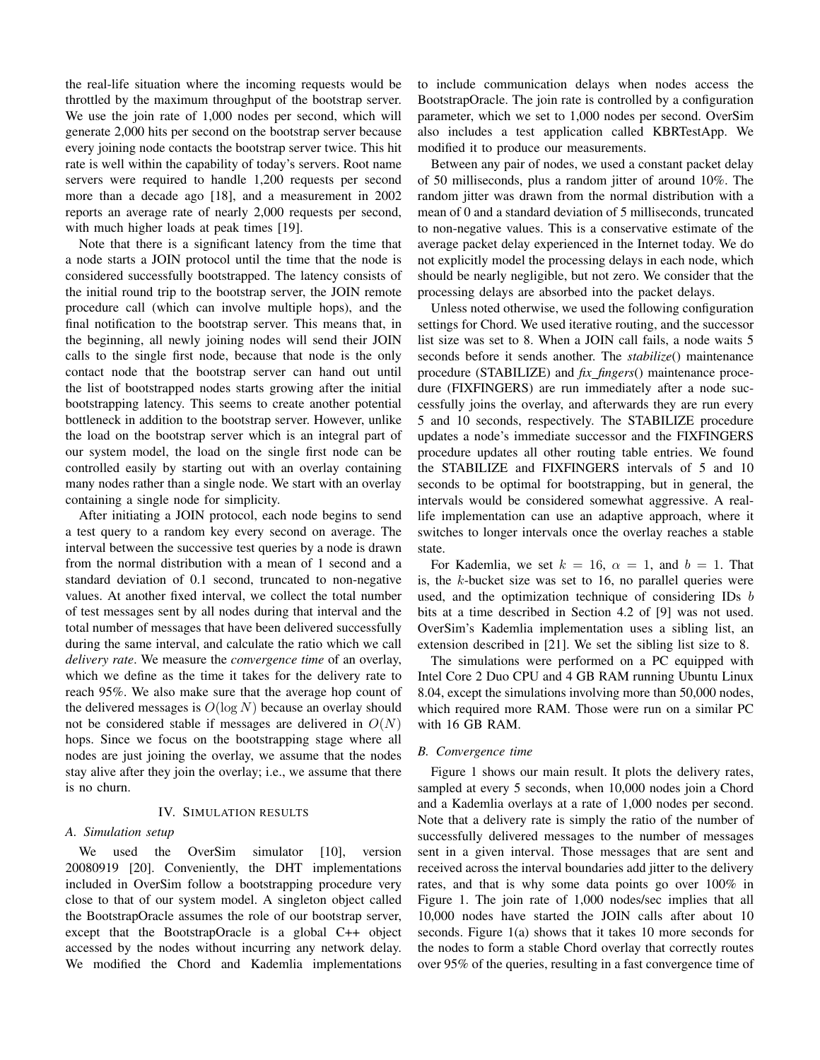the real-life situation where the incoming requests would be throttled by the maximum throughput of the bootstrap server. We use the join rate of 1,000 nodes per second, which will generate 2,000 hits per second on the bootstrap server because every joining node contacts the bootstrap server twice. This hit rate is well within the capability of today's servers. Root name servers were required to handle 1,200 requests per second more than a decade ago [18], and a measurement in 2002 reports an average rate of nearly 2,000 requests per second, with much higher loads at peak times [19].

Note that there is a significant latency from the time that a node starts a JOIN protocol until the time that the node is considered successfully bootstrapped. The latency consists of the initial round trip to the bootstrap server, the JOIN remote procedure call (which can involve multiple hops), and the final notification to the bootstrap server. This means that, in the beginning, all newly joining nodes will send their JOIN calls to the single first node, because that node is the only contact node that the bootstrap server can hand out until the list of bootstrapped nodes starts growing after the initial bootstrapping latency. This seems to create another potential bottleneck in addition to the bootstrap server. However, unlike the load on the bootstrap server which is an integral part of our system model, the load on the single first node can be controlled easily by starting out with an overlay containing many nodes rather than a single node. We start with an overlay containing a single node for simplicity.

After initiating a JOIN protocol, each node begins to send a test query to a random key every second on average. The interval between the successive test queries by a node is drawn from the normal distribution with a mean of 1 second and a standard deviation of 0.1 second, truncated to non-negative values. At another fixed interval, we collect the total number of test messages sent by all nodes during that interval and the total number of messages that have been delivered successfully during the same interval, and calculate the ratio which we call *delivery rate*. We measure the *convergence time* of an overlay, which we define as the time it takes for the delivery rate to reach 95%. We also make sure that the average hop count of the delivered messages is $O(\log N)$ because an overlay should not be considered stable if messages are delivered in $O(N)$ hops. Since we focus on the bootstrapping stage where all nodes are just joining the overlay, we assume that the nodes stay alive after they join the overlay; i.e., we assume that there is no churn.

## IV. Simulation results

### A. Simulation setup

We used the OverSim simulator [10], version 20080919 [20]. Conveniently, the DHT implementations included in OverSim follow a bootstrapping procedure very close to that of our system model. A singleton object called the BootstrapOracle assumes the role of our bootstrap server, except that the BootstrapOracle is a global C++ object accessed by the nodes without incurring any network delay. We modified the Chord and Kademlia implementations to include communication delays when nodes access the BootstrapOracle. The join rate is controlled by a configuration parameter, which we set to 1,000 nodes per second. OverSim also includes a test application called KBRTestApp. We modified it to produce our measurements.

Between any pair of nodes, we used a constant packet delay of 50 milliseconds, plus a random jitter of around 10%. The random jitter was drawn from the normal distribution with a mean of 0 and a standard deviation of 5 milliseconds, truncated to non-negative values. This is a conservative estimate of the average packet delay experienced in the Internet today. We do not explicitly model the processing delays in each node, which should be nearly negligible, but not zero. We consider that the processing delays are absorbed into the packet delays.

Unless noted otherwise, we used the following configuration settings for Chord. We used iterative routing, and the successor list size was set to 8. When a JOIN call fails, a node waits 5 seconds before it sends another. The *stabilize*() maintenance procedure (STABILIZE) and *fix_fingers*() maintenance procedure (FIXFINGERS) are run immediately after a node successfully joins the overlay, and afterwards they are run every 5 and 10 seconds, respectively. The STABILIZE procedure updates a node's immediate successor and the FIXFINGERS procedure updates all other routing table entries. We found the STABILIZE and FIXFINGERS intervals of 5 and 10 seconds to be optimal for bootstrapping, but in general, the intervals would be considered somewhat aggressive. A real-life implementation can use an adaptive approach, where it switches to longer intervals once the overlay reaches a stable state.

For Kademlia, we set $k = 16$, $\alpha = 1$, and $b = 1$. That is, the $k$-bucket size was set to 16, no parallel queries were used, and the optimization technique of considering IDs $b$ bits at a time described in Section 4.2 of [9] was not used. OverSim's Kademlia implementation uses a sibling list, an extension described in [21]. We set the sibling list size to 8.

The simulations were performed on a PC equipped with Intel Core 2 Duo CPU and 4 GB RAM running Ubuntu Linux 8.04, except the simulations involving more than 50,000 nodes, which required more RAM. Those were run on a similar PC with 16 GB RAM.

### B. Convergence time

Figure 1 shows our main result. It plots the delivery rates, sampled at every 5 seconds, when 10,000 nodes join a Chord and a Kademlia overlays at a rate of 1,000 nodes per second. Note that a delivery rate is simply the ratio of the number of successfully delivered messages to the number of messages sent in a given interval. Those messages that are sent and received across the interval boundaries add jitter to the delivery rates, and that is why some data points go over 100% in Figure 1. The join rate of 1,000 nodes/sec implies that all 10,000 nodes have started the JOIN calls after about 10 seconds. Figure 1(a) shows that it takes 10 more seconds for the nodes to form a stable Chord overlay that correctly routes over 95% of the queries, resulting in a fast convergence time of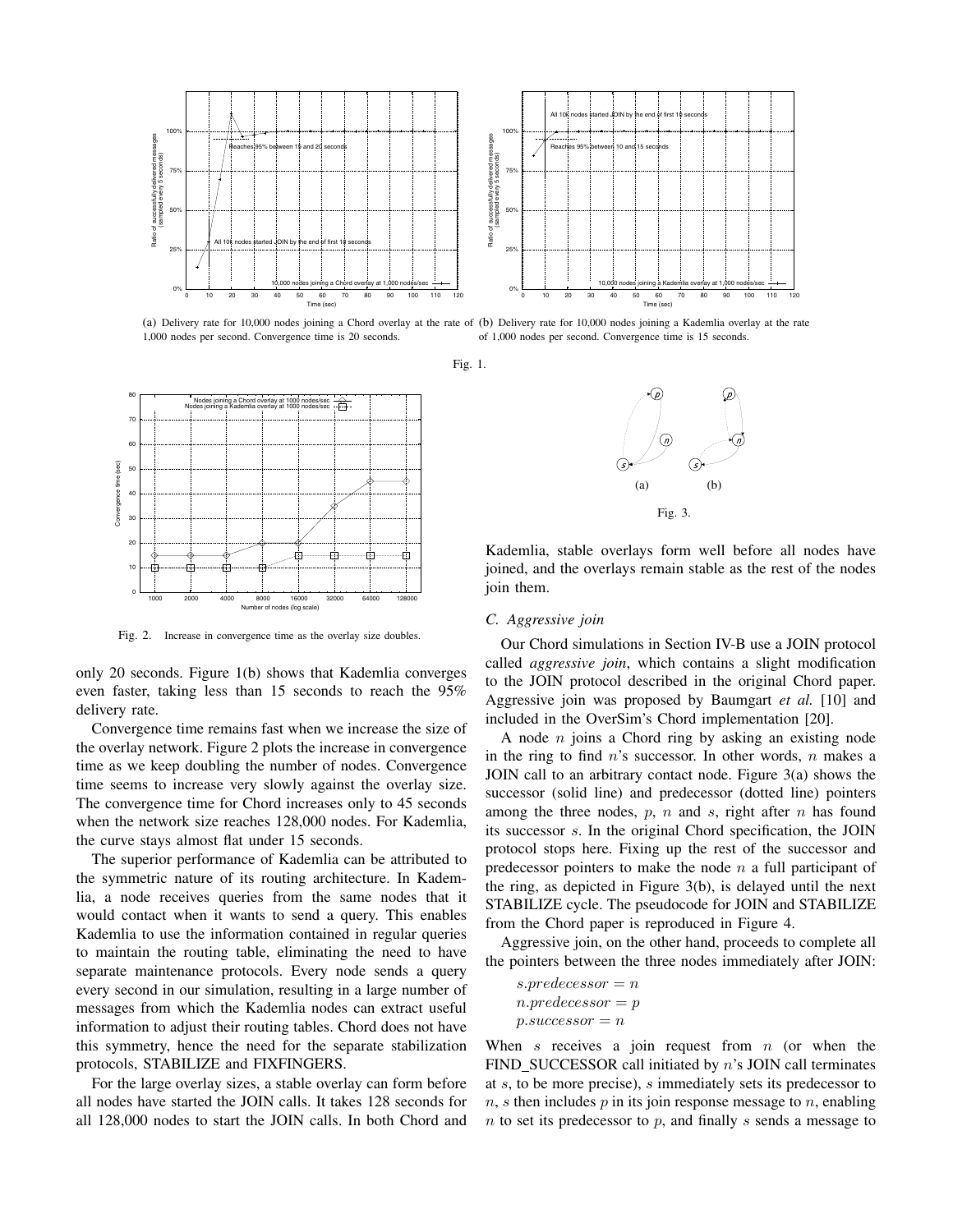(a) Delivery rate for 10,000 nodes joining a Chord overlay at the rate of 1,000 nodes per second. Convergence time is 20 seconds.

(b) Delivery rate for 10,000 nodes joining a Kademlia overlay at the rate of 1,000 nodes per second. Convergence time is 15 seconds.

Fig. 1.

Fig. 2. Increase in convergence time as the overlay size doubles.

only 20 seconds. Figure 1(b) shows that Kademlia converges even faster, taking less than 15 seconds to reach the 95% delivery rate.

Convergence time remains fast when we increase the size of the overlay network. Figure 2 plots the increase in convergence time as we keep doubling the number of nodes. Convergence time seems to increase very slowly against the overlay size. The convergence time for Chord increases only to 45 seconds when the network size reaches 128,000 nodes. For Kademlia, the curve stays almost flat under 15 seconds.

The superior performance of Kademlia can be attributed to the symmetric nature of its routing architecture. In Kademlia, a node receives queries from the same nodes that it would contact when it wants to send a query. This enables Kademlia to use the information contained in regular queries to maintain the routing table, eliminating the need to have separate maintenance protocols. Every node sends a query every second in our simulation, resulting in a large number of messages from which the Kademlia nodes can extract useful information to adjust their routing tables. Chord does not have this symmetry, hence the need for the separate stabilization protocols, STABILIZE and FIXFINGERS.

For the large overlay sizes, a stable overlay can form before all nodes have started the JOIN calls. It takes 128 seconds for all 128,000 nodes to start the JOIN calls. In both Chord and Kademlia, stable overlays form well before all nodes have joined, and the overlays remain stable as the rest of the nodes join them.

Fig. 3.

### C. Aggressive join

Our Chord simulations in Section IV-B use a JOIN protocol called *aggressive join*, which contains a slight modification to the JOIN protocol described in the original Chord paper. Aggressive join was proposed by Baumgart *et al.* [10] and included in the OverSim's Chord implementation [20].

A node $n$ joins a Chord ring by asking an existing node in the ring to find $n$'s successor. In other words, $n$ makes a JOIN call to an arbitrary contact node. Figure 3(a) shows the successor (solid line) and predecessor (dotted line) pointers among the three nodes, $p$, $n$ and $s$, right after $n$ has found its successor $s$. In the original Chord specification, the JOIN protocol stops here. Fixing up the rest of the successor and predecessor pointers to make the node $n$ a full participant of the ring, as depicted in Figure 3(b), is delayed until the next STABILIZE cycle. The pseudocode for JOIN and STABILIZE from the Chord paper is reproduced in Figure 4.

Aggressive join, on the other hand, proceeds to complete all the pointers between the three nodes immediately after JOIN:

$$s.predecessor = n$$
$$n.predecessor = p$$
$$p.successor = n$$

When $s$ receives a join request from $n$ (or when the FIND_SUCCESSOR call initiated by $n$'s JOIN call terminates at $s$, to be more precise), $s$ immediately sets its predecessor to $n$, $s$ then includes $p$ in its join response message to $n$, enabling $n$ to set its predecessor to $p$, and finally $s$ sends a message to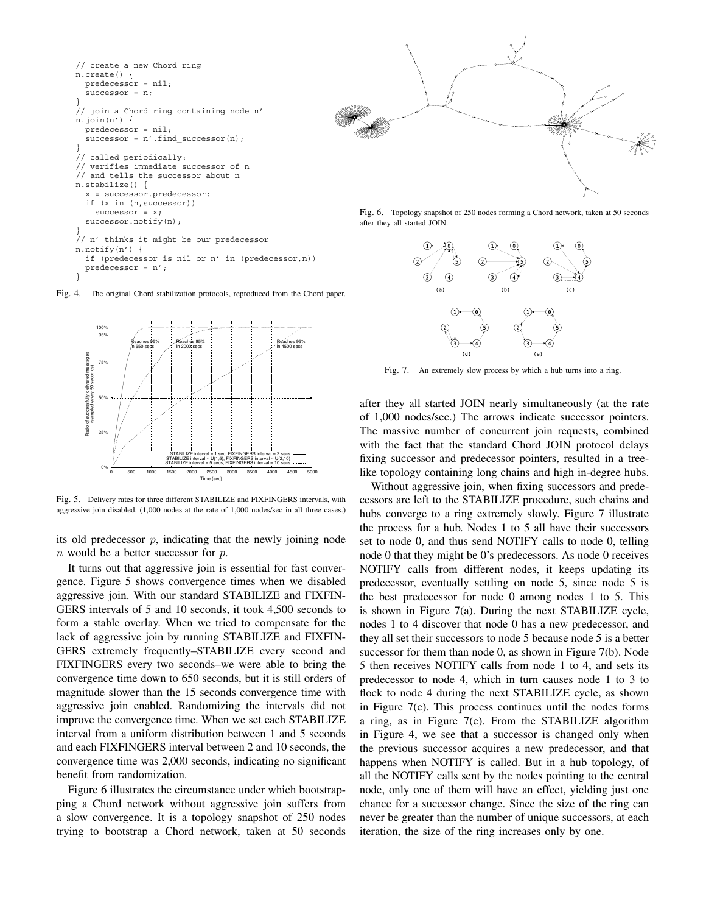```
// create a new Chord ring
n.create() {
  predecessor = nil;
  successor = n;
}
// join a Chord ring containing node n'
n.join(n') {
  predecessor = nil;
  successor = n'.find_successor(n);
}
// called periodically:
// verifies immediate successor of n
// and tells the successor about n
n.stabilize() {
  x = successor.predecessor;
  if (x in (n,successor))
    successor = x;
  successor.notify(n);
}
// n' thinks it might be our predecessor
n.notify(n') {
  if (predecessor is nil or n' in (predecessor,n))
  predecessor = n';
}
```

Fig. 4. The original Chord stabilization protocols, reproduced from the Chord paper.

Fig. 5. Delivery rates for three different STABILIZE and FIXFINGERS intervals, with aggressive join disabled. (1,000 nodes at the rate of 1,000 nodes/sec in all three cases.)

its old predecessor $p$, indicating that the newly joining node $n$ would be a better successor for $p$.

It turns out that aggressive join is essential for fast convergence. Figure 5 shows convergence times when we disabled aggressive join. With our standard STABILIZE and FIXFINGERS intervals of 5 and 10 seconds, it took 4,500 seconds to form a stable overlay. When we tried to compensate for the lack of aggressive join by running STABILIZE and FIXFINGERS extremely frequently–STABILIZE every second and FIXFINGERS every two seconds–we were able to bring the convergence time down to 650 seconds, but it is still orders of magnitude slower than the 15 seconds convergence time with aggressive join enabled. Randomizing the intervals did not improve the convergence time. When we set each STABILIZE interval from a uniform distribution between 1 and 5 seconds and each FIXFINGERS interval between 2 and 10 seconds, the convergence time was 2,000 seconds, indicating no significant benefit from randomization.

Figure 6 illustrates the circumstance under which bootstrapping a Chord network without aggressive join suffers from a slow convergence. It is a topology snapshot of 250 nodes trying to bootstrap a Chord network, taken at 50 seconds after they all started JOIN nearly simultaneously (at the rate of 1,000 nodes/sec.) The arrows indicate successor pointers. The massive number of concurrent join requests, combined with the fact that the standard Chord JOIN protocol delays fixing successor and predecessor pointers, resulted in a tree-like topology containing long chains and high in-degree hubs.

Fig. 6. Topology snapshot of 250 nodes forming a Chord network, taken at 50 seconds after they all started JOIN.

Fig. 7. An extremely slow process by which a hub turns into a ring.

Without aggressive join, when fixing successors and predecessors are left to the STABILIZE procedure, such chains and hubs converge to a ring extremely slowly. Figure 7 illustrate the process for a hub. Nodes 1 to 5 all have their successors set to node 0, and thus send NOTIFY calls to node 0, telling node 0 that they might be 0's predecessors. As node 0 receives NOTIFY calls from different nodes, it keeps updating its predecessor, eventually settling on node 5, since node 5 is the best predecessor for node 0 among nodes 1 to 5. This is shown in Figure 7(a). During the next STABILIZE cycle, nodes 1 to 4 discover that node 0 has a new predecessor, and they all set their successors to node 5 because node 5 is a better successor for them than node 0, as shown in Figure 7(b). Node 5 then receives NOTIFY calls from node 1 to 4, and sets its predecessor to node 4, which in turn causes node 1 to 3 to flock to node 4 during the next STABILIZE cycle, as shown in Figure 7(c). This process continues until the nodes forms a ring, as in Figure 7(e). From the STABILIZE algorithm in Figure 4, we see that a successor is changed only when the previous successor acquires a new predecessor, and that happens when NOTIFY is called. But in a hub topology, of all the NOTIFY calls sent by the nodes pointing to the central node, only one of them will have an effect, yielding just one chance for a successor change. Since the size of the ring can never be greater than the number of unique successors, at each iteration, the size of the ring increases only by one.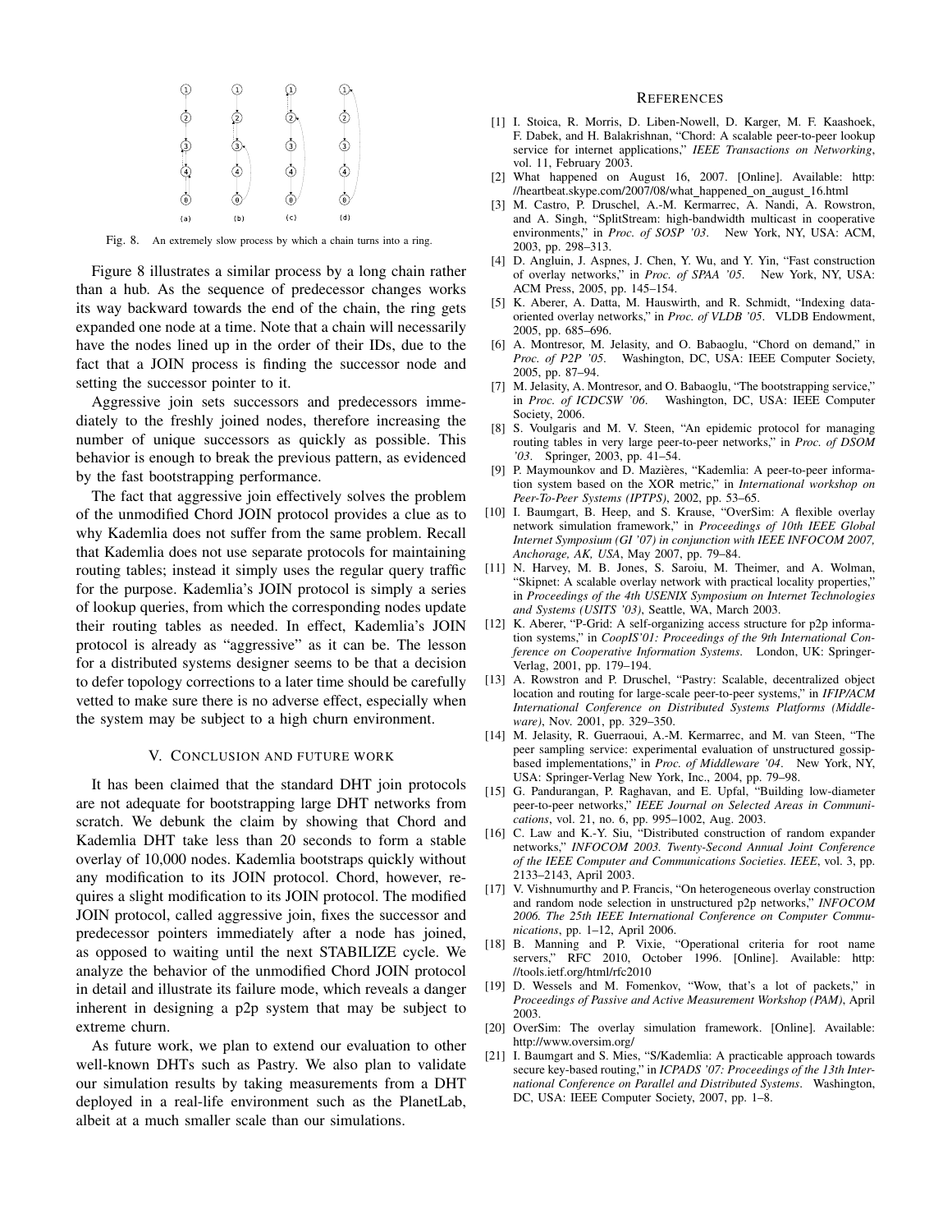Fig. 8. An extremely slow process by which a chain turns into a ring.

Figure 8 illustrates a similar process by a long chain rather than a hub. As the sequence of predecessor changes works its way backward towards the end of the chain, the ring gets expanded one node at a time. Note that a chain will necessarily have the nodes lined up in the order of their IDs, due to the fact that a JOIN process is finding the successor node and setting the successor pointer to it.

Aggressive join sets successors and predecessors immediately to the freshly joined nodes, therefore increasing the number of unique successors as quickly as possible. This behavior is enough to break the previous pattern, as evidenced by the fast bootstrapping performance.

The fact that aggressive join effectively solves the problem of the unmodified Chord JOIN protocol provides a clue as to why Kademlia does not suffer from the same problem. Recall that Kademlia does not use separate protocols for maintaining routing tables; instead it simply uses the regular query traffic for the purpose. Kademlia's JOIN protocol is simply a series of lookup queries, from which the corresponding nodes update their routing tables as needed. In effect, Kademlia's JOIN protocol is already as "aggressive" as it can be. The lesson for a distributed systems designer seems to be that a decision to defer topology corrections to a later time should be carefully vetted to make sure there is no adverse effect, especially when the system may be subject to a high churn environment.

## V. Conclusion and Future Work

It has been claimed that the standard DHT join protocols are not adequate for bootstrapping large DHT networks from scratch. We debunk the claim by showing that Chord and Kademlia DHT take less than 20 seconds to form a stable overlay of 10,000 nodes. Kademlia bootstraps quickly without any modification to its JOIN protocol. Chord, however, requires a slight modification to its JOIN protocol. The modified JOIN protocol, called aggressive join, fixes the successor and predecessor pointers immediately after a node has joined, as opposed to waiting until the next STABILIZE cycle. We analyze the behavior of the unmodified Chord JOIN protocol in detail and illustrate its failure mode, which reveals a danger inherent in designing a p2p system that may be subject to extreme churn.

As future work, we plan to extend our evaluation to other well-known DHTs such as Pastry. We also plan to validate our simulation results by taking measurements from a DHT deployed in a real-life environment such as the PlanetLab, albeit at a much smaller scale than our simulations.

## References

[1] I. Stoica, R. Morris, D. Liben-Nowell, D. Karger, M. F. Kaashoek, F. Dabek, and H. Balakrishnan, "Chord: A scalable peer-to-peer lookup service for internet applications," *IEEE Transactions on Networking*, vol. 11, February 2003.

[2] What happened on August 16, 2007. [Online]. Available: http://heartbeat.skype.com/2007/08/what_happened_on_august_16.html

[3] M. Castro, P. Druschel, A.-M. Kermarrec, A. Nandi, A. Rowstron, and A. Singh, "SplitStream: high-bandwidth multicast in cooperative environments," in *Proc. of SOSP '03*. New York, NY, USA: ACM, 2003, pp. 298–313.

[4] D. Angluin, J. Aspnes, J. Chen, Y. Wu, and Y. Yin, "Fast construction of overlay networks," in *Proc. of SPAA '05*. New York, NY, USA: ACM Press, 2005, pp. 145–154.

[5] K. Aberer, A. Datta, M. Hauswirth, and R. Schmidt, "Indexing data-oriented overlay networks," in *Proc. of VLDB '05*. VLDB Endowment, 2005, pp. 685–696.

[6] A. Montresor, M. Jelasity, and O. Babaoglu, "Chord on demand," in *Proc. of P2P '05*. Washington, DC, USA: IEEE Computer Society, 2005, pp. 87–94.

[7] M. Jelasity, A. Montresor, and O. Babaoglu, "The bootstrapping service," in *Proc. of ICDCSW '06*. Washington, DC, USA: IEEE Computer Society, 2006.

[8] S. Voulgaris and M. V. Steen, "An epidemic protocol for managing routing tables in very large peer-to-peer networks," in *Proc. of DSOM '03*. Springer, 2003, pp. 41–54.

[9] P. Maymounkov and D. Mazières, "Kademlia: A peer-to-peer information system based on the XOR metric," in *International workshop on Peer-To-Peer Systems (IPTPS)*, 2002, pp. 53–65.

[10] I. Baumgart, B. Heep, and S. Krause, "OverSim: A flexible overlay network simulation framework," in *Proceedings of 10th IEEE Global Internet Symposium (GI '07) in conjunction with IEEE INFOCOM 2007, Anchorage, AK, USA*, May 2007, pp. 79–84.

[11] N. Harvey, M. B. Jones, S. Saroiu, M. Theimer, and A. Wolman, "Skipnet: A scalable overlay network with practical locality properties," in *Proceedings of the 4th USENIX Symposium on Internet Technologies and Systems (USITS '03)*, Seattle, WA, March 2003.

[12] K. Aberer, "P-Grid: A self-organizing access structure for p2p information systems," in *CoopIS'01: Proceedings of the 9th International Conference on Cooperative Information Systems*. London, UK: Springer-Verlag, 2001, pp. 179–194.

[13] A. Rowstron and P. Druschel, "Pastry: Scalable, decentralized object location and routing for large-scale peer-to-peer systems," in *IFIP/ACM International Conference on Distributed Systems Platforms (Middleware)*, Nov. 2001, pp. 329–350.

[14] M. Jelasity, R. Guerraoui, A.-M. Kermarrec, and M. van Steen, "The peer sampling service: experimental evaluation of unstructured gossip-based implementations," in *Proc. of Middleware '04*. New York, NY, USA: Springer-Verlag New York, Inc., 2004, pp. 79–98.

[15] G. Pandurangan, P. Raghavan, and E. Upfal, "Building low-diameter peer-to-peer networks," *IEEE Journal on Selected Areas in Communications*, vol. 21, no. 6, pp. 995–1002, Aug. 2003.

[16] C. Law and K.-Y. Siu, "Distributed construction of random expander networks," *INFOCOM 2003. Twenty-Second Annual Joint Conference of the IEEE Computer and Communications Societies. IEEE*, vol. 3, pp. 2133–2143, April 2003.

[17] V. Vishnumurthy and P. Francis, "On heterogeneous overlay construction and random node selection in unstructured p2p networks," *INFOCOM 2006. The 25th IEEE International Conference on Computer Communications*, pp. 1–12, April 2006.

[18] B. Manning and P. Vixie, "Operational criteria for root name servers," RFC 2010, October 1996. [Online]. Available: http://tools.ietf.org/html/rfc2010

[19] D. Wessels and M. Fomenkov, "Wow, that's a lot of packets," in *Proceedings of Passive and Active Measurement Workshop (PAM)*, April 2003.

[20] OverSim: The overlay simulation framework. [Online]. Available: http://www.oversim.org/

[21] I. Baumgart and S. Mies, "S/Kademlia: A practicable approach towards secure key-based routing," in *ICPADS '07: Proceedings of the 13th International Conference on Parallel and Distributed Systems*. Washington, DC, USA: IEEE Computer Society, 2007, pp. 1–8.